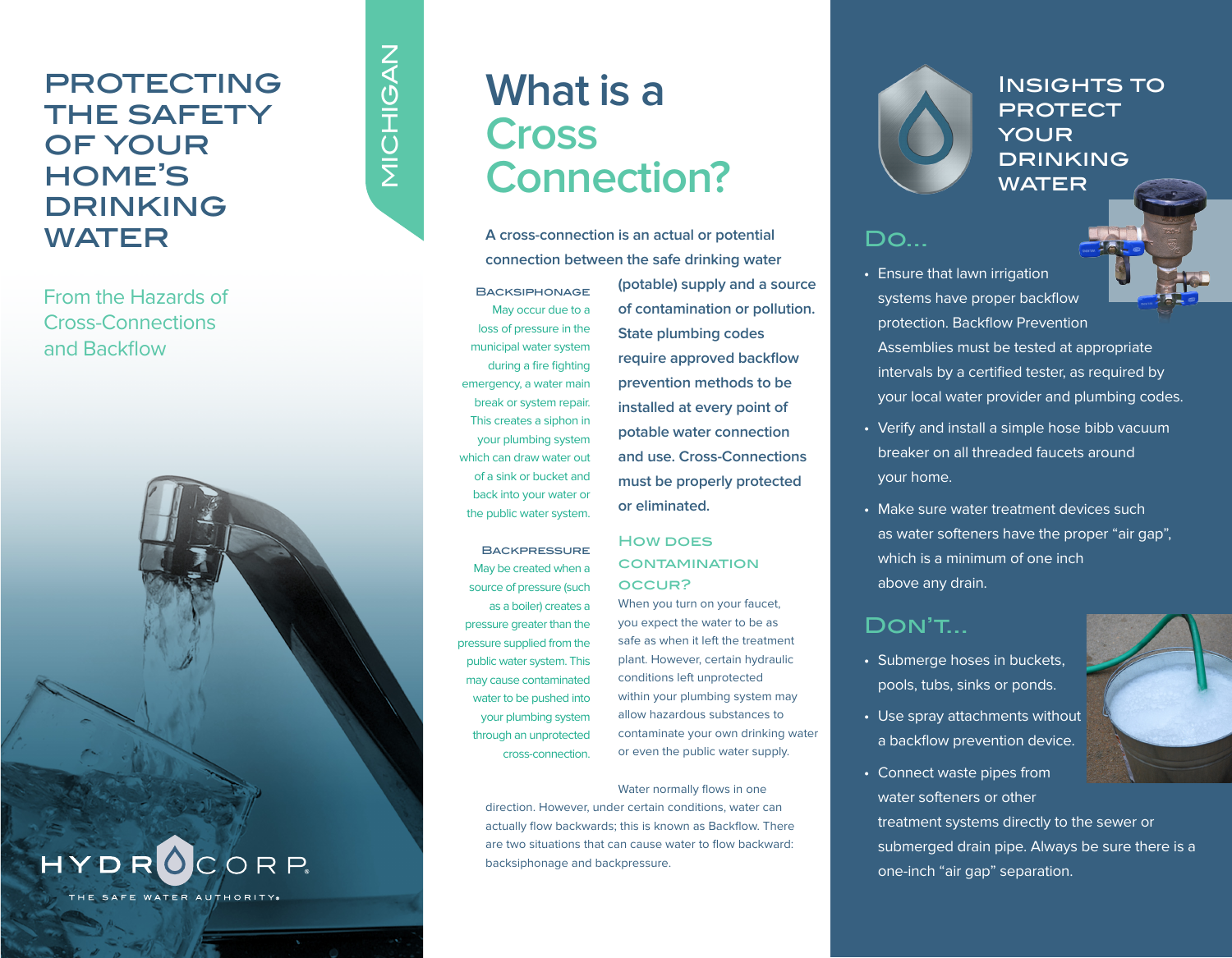# PROTECTING THE SAFETY OF YOUR HOME'S DRINKING WATER

MICHIGAN

From the Hazards of Cross-Connections and Backflow

HYDROCORP

THE SAFE WATER AUTHORITY®

# What is a Cross Connection?

A cross-connection is an actual or potential connection between the safe drinking water (potable) supply and a source of contamination or pollution. State plumbing codes require approved backflow prevention methods to be installed at every point of potable water connection and use. Cross-Connections must be properly protected or eliminated.

### Backsiphonage

May occur due to a loss of pressure in the municipal water system during a fire fighting emergency, a water main break or system repair. This creates a siphon in your plumbing system which can draw water out of a sink or bucket and back into your water or the public water system.

### Backpressure

May be created when a source of pressure (such as a boiler) creates a pressure greater than the pressure supplied from the public water system. This may cause contaminated water to be pushed into your plumbing system through an unprotected cross-connection.

## How does contamination occur?

When you turn on your faucet, you expect the water to be as safe as when it left the treatment plant. However, certain hydraulic conditions left unprotected within your plumbing system may allow hazardous substances to contaminate your own drinking water or even the public water supply.

Water normally flows in one direction. However, under certain conditions, water can actually flow backwards; this is known as Backflow. There are two situations that can cause water to flow backward: backsiphonage and backpressure.

## Insights to Protect Your Drinking Water

## Do...

- Ensure that lawn irrigation systems have proper backflow protection. Backflow Prevention Assemblies must be tested at appropriate intervals by a certified tester, as required by your local water provider and plumbing codes.
- Verify and install a simple hose bibb vacuum breaker on all threaded faucets around your home.
- Make sure water treatment devices such as water softeners have the proper "air gap", which is a minimum of one inch above any drain.

## Don't...

- Submerge hoses in buckets, pools, tubs, sinks or ponds.
- Use spray attachments without a backflow prevention device.
- Connect waste pipes from water softeners or other treatment systems directly to the sewer or submerged drain pipe. Always be sure there is a one-inch "air gap" separation.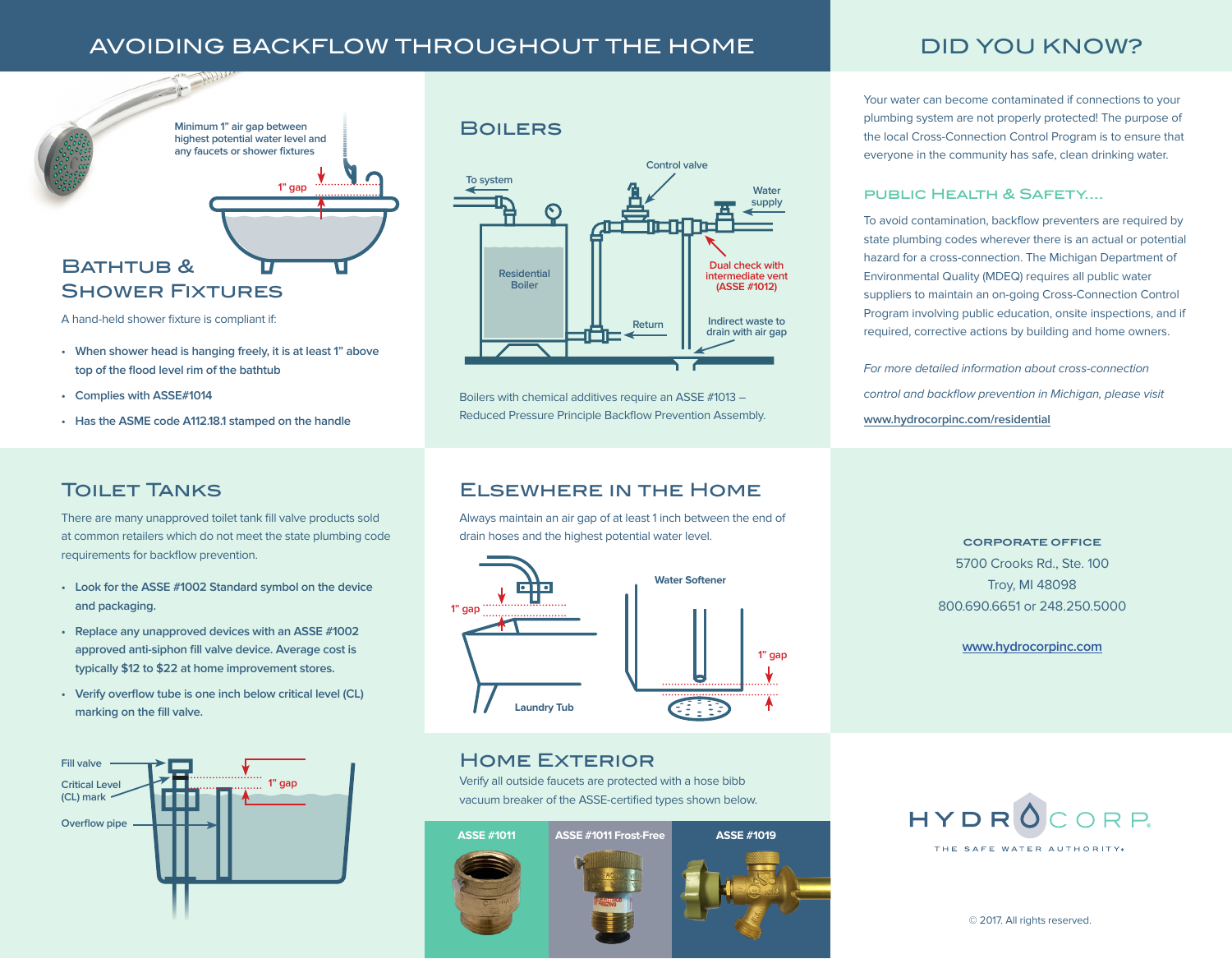# AVOIDING BACKFLOW THROUGHOUT THE HOME

Minimum 1" air gap between highest potential water level and any faucets or shower fixtures

1" gap

## Bathtub & Shower Fixtures

A hand-held shower fixture is compliant if:

- When shower head is hanging freely, it is at least 1" above top of the flood level rim of the bathtub
- Complies with ASSE#1014
- Has the ASME code A112.18.1 stamped on the handle

## Boilers

To system

Control valve

Water supply

Residential Boiler

Dual check with intermediate vent (ASSE #1012)

Return

Indirect waste to drain with air gap

Boilers with chemical additives require an ASSE #1013 – Reduced Pressure Principle Backflow Prevention Assembly.

# DID YOU KNOW?

Your water can become contaminated if connections to your plumbing system are not properly protected! The purpose of the local Cross-Connection Control Program is to ensure that everyone in the community has safe, clean drinking water.

## Public Health & Safety....

To avoid contamination, backflow preventers are required by state plumbing codes wherever there is an actual or potential hazard for a cross-connection. The Michigan Department of Environmental Quality (MDEQ) requires all public water suppliers to maintain an on-going Cross-Connection Control Program involving public education, onsite inspections, and if required, corrective actions by building and home owners.

*For more detailed information about cross-connection control and backflow prevention in Michigan, please visit*

www.hydrocorpinc.com/residential

## Toilet Tanks

There are many unapproved toilet tank fill valve products sold at common retailers which do not meet the state plumbing code requirements for backflow prevention.

- Look for the ASSE #1002 Standard symbol on the device and packaging.
- Replace any unapproved devices with an ASSE #1002 approved anti-siphon fill valve device. Average cost is typically $12 to $22 at home improvement stores.
- Verify overflow tube is one inch below critical level (CL) marking on the fill valve.

Fill valve

Critical Level (CL) mark

Overflow pipe

1" gap

## Elsewhere in the Home

Always maintain an air gap of at least 1 inch between the end of drain hoses and the highest potential water level.

1" gap

Laundry Tub

Water Softener

1" gap

## Home Exterior

Verify all outside faucets are protected with a hose bibb vacuum breaker of the ASSE-certified types shown below.

ASSE #1011

ASSE #1011 Frost-Free

ASSE #1019

**CORPORATE OFFICE**

5700 Crooks Rd., Ste. 100
Troy, MI 48098
800.690.6651 or 248.250.5000

www.hydrocorpinc.com

HYDROCORP

THE SAFE WATER AUTHORITY

© 2017. All rights reserved.